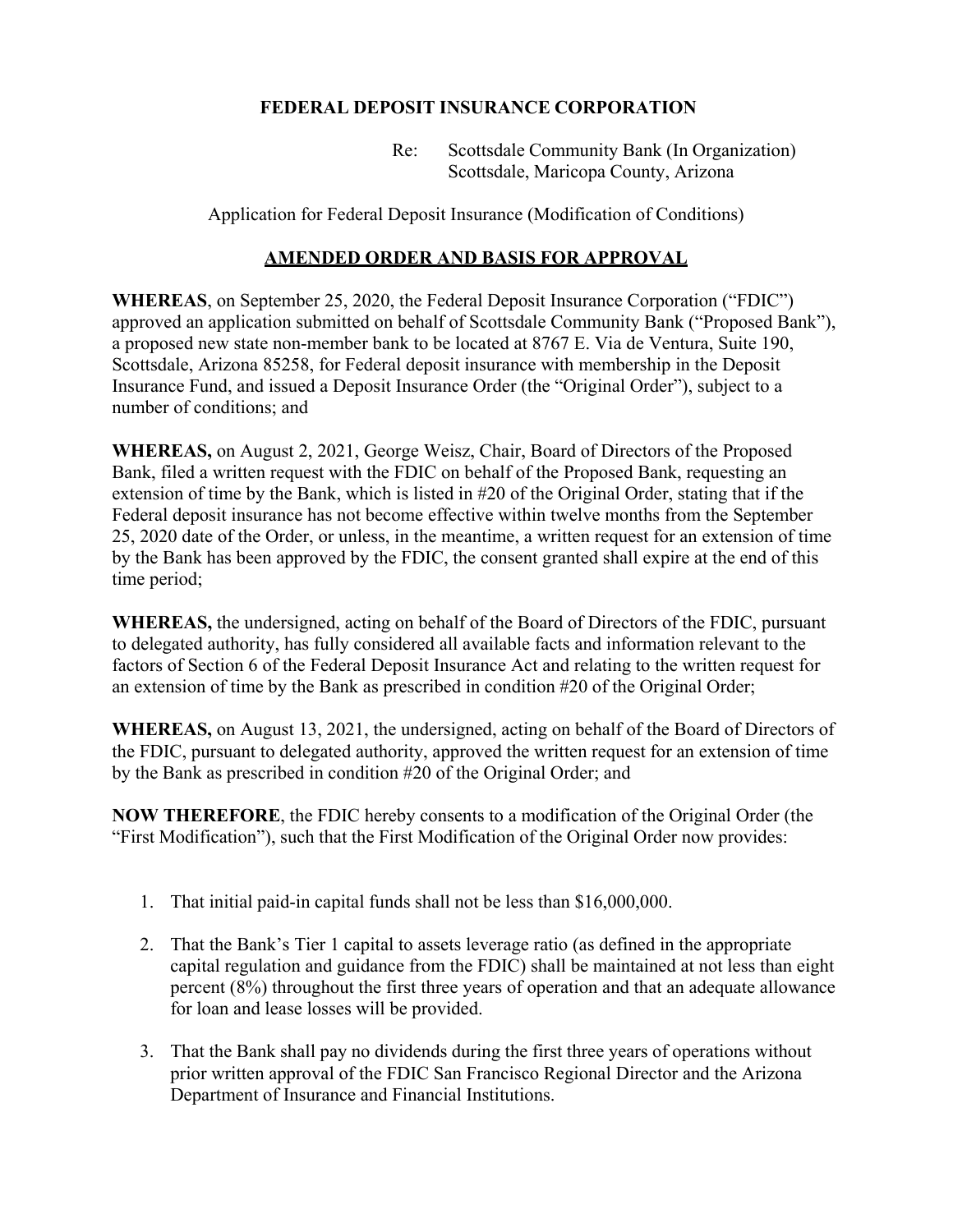**FEDERAL DEPOSIT INSURANCE CORPORATION**

Re: Scottsdale Community Bank (In Organization)
Scottsdale, Maricopa County, Arizona

Application for Federal Deposit Insurance (Modification of Conditions)

## AMENDED ORDER AND BASIS FOR APPROVAL

**WHEREAS**, on September 25, 2020, the Federal Deposit Insurance Corporation ("FDIC") approved an application submitted on behalf of Scottsdale Community Bank ("Proposed Bank"), a proposed new state non-member bank to be located at 8767 E. Via de Ventura, Suite 190, Scottsdale, Arizona 85258, for Federal deposit insurance with membership in the Deposit Insurance Fund, and issued a Deposit Insurance Order (the "Original Order"), subject to a number of conditions; and

**WHEREAS,** on August 2, 2021, George Weisz, Chair, Board of Directors of the Proposed Bank, filed a written request with the FDIC on behalf of the Proposed Bank, requesting an extension of time by the Bank, which is listed in #20 of the Original Order, stating that if the Federal deposit insurance has not become effective within twelve months from the September 25, 2020 date of the Order, or unless, in the meantime, a written request for an extension of time by the Bank has been approved by the FDIC, the consent granted shall expire at the end of this time period;

**WHEREAS,** the undersigned, acting on behalf of the Board of Directors of the FDIC, pursuant to delegated authority, has fully considered all available facts and information relevant to the factors of Section 6 of the Federal Deposit Insurance Act and relating to the written request for an extension of time by the Bank as prescribed in condition #20 of the Original Order;

**WHEREAS,** on August 13, 2021, the undersigned, acting on behalf of the Board of Directors of the FDIC, pursuant to delegated authority, approved the written request for an extension of time by the Bank as prescribed in condition #20 of the Original Order; and

**NOW THEREFORE**, the FDIC hereby consents to a modification of the Original Order (the "First Modification"), such that the First Modification of the Original Order now provides:

1. That initial paid-in capital funds shall not be less than $16,000,000.

2. That the Bank's Tier 1 capital to assets leverage ratio (as defined in the appropriate capital regulation and guidance from the FDIC) shall be maintained at not less than eight percent (8%) throughout the first three years of operation and that an adequate allowance for loan and lease losses will be provided.

3. That the Bank shall pay no dividends during the first three years of operations without prior written approval of the FDIC San Francisco Regional Director and the Arizona Department of Insurance and Financial Institutions.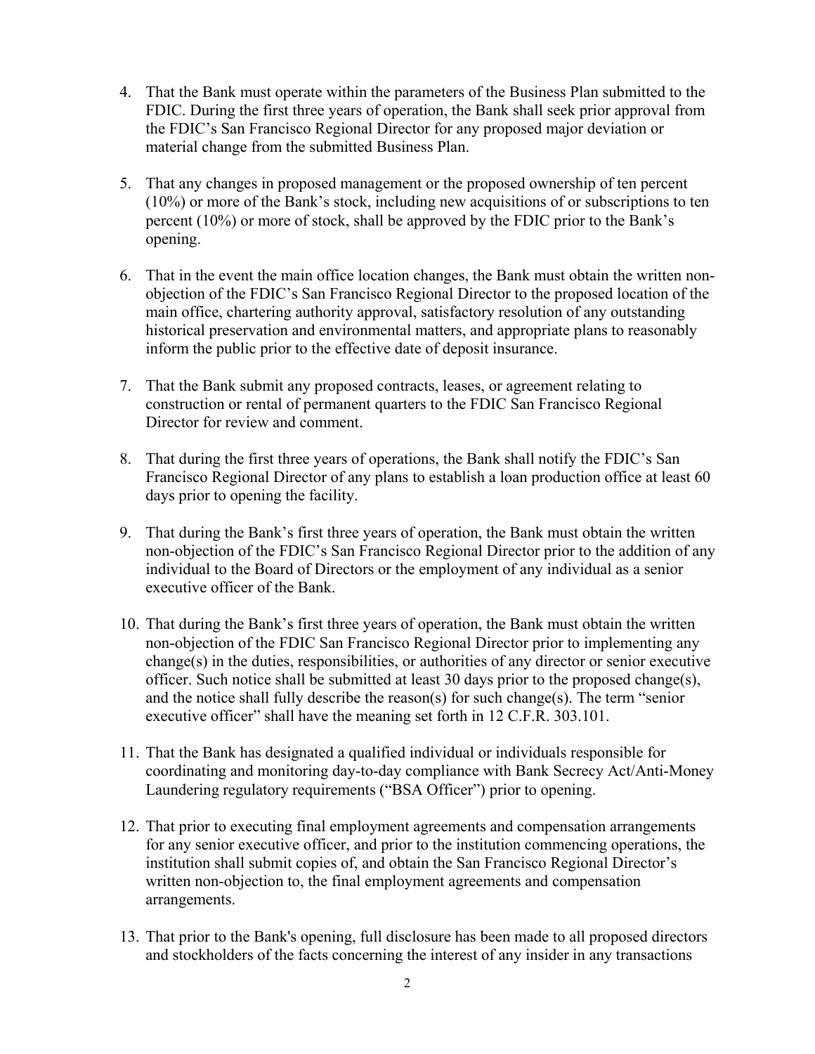4. That the Bank must operate within the parameters of the Business Plan submitted to the FDIC. During the first three years of operation, the Bank shall seek prior approval from the FDIC's San Francisco Regional Director for any proposed major deviation or material change from the submitted Business Plan.

5. That any changes in proposed management or the proposed ownership of ten percent (10%) or more of the Bank's stock, including new acquisitions of or subscriptions to ten percent (10%) or more of stock, shall be approved by the FDIC prior to the Bank's opening.

6. That in the event the main office location changes, the Bank must obtain the written non-objection of the FDIC's San Francisco Regional Director to the proposed location of the main office, chartering authority approval, satisfactory resolution of any outstanding historical preservation and environmental matters, and appropriate plans to reasonably inform the public prior to the effective date of deposit insurance.

7. That the Bank submit any proposed contracts, leases, or agreement relating to construction or rental of permanent quarters to the FDIC San Francisco Regional Director for review and comment.

8. That during the first three years of operations, the Bank shall notify the FDIC's San Francisco Regional Director of any plans to establish a loan production office at least 60 days prior to opening the facility.

9. That during the Bank's first three years of operation, the Bank must obtain the written non-objection of the FDIC's San Francisco Regional Director prior to the addition of any individual to the Board of Directors or the employment of any individual as a senior executive officer of the Bank.

10. That during the Bank's first three years of operation, the Bank must obtain the written non-objection of the FDIC San Francisco Regional Director prior to implementing any change(s) in the duties, responsibilities, or authorities of any director or senior executive officer. Such notice shall be submitted at least 30 days prior to the proposed change(s), and the notice shall fully describe the reason(s) for such change(s). The term "senior executive officer" shall have the meaning set forth in 12 C.F.R. 303.101.

11. That the Bank has designated a qualified individual or individuals responsible for coordinating and monitoring day-to-day compliance with Bank Secrecy Act/Anti-Money Laundering regulatory requirements ("BSA Officer") prior to opening.

12. That prior to executing final employment agreements and compensation arrangements for any senior executive officer, and prior to the institution commencing operations, the institution shall submit copies of, and obtain the San Francisco Regional Director's written non-objection to, the final employment agreements and compensation arrangements.

13. That prior to the Bank's opening, full disclosure has been made to all proposed directors and stockholders of the facts concerning the interest of any insider in any transactions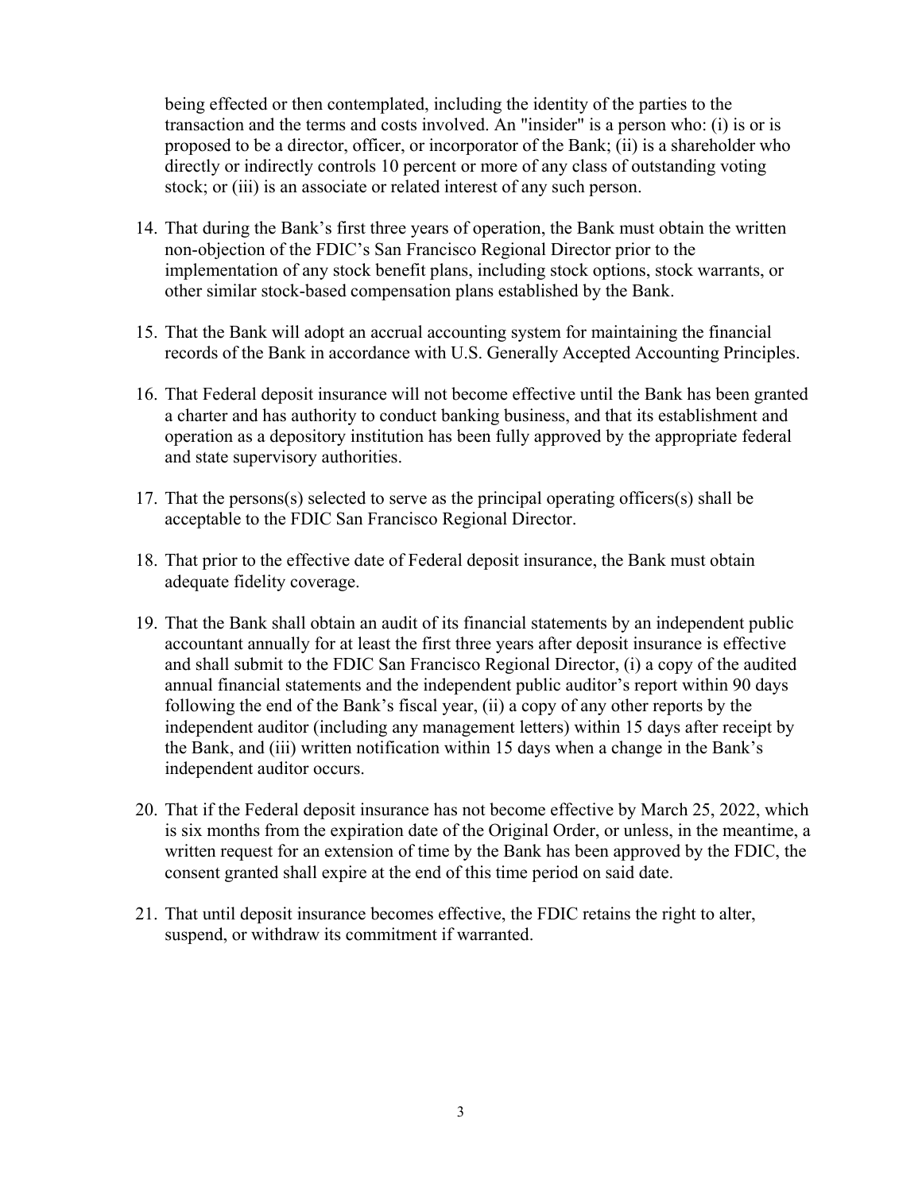being effected or then contemplated, including the identity of the parties to the transaction and the terms and costs involved. An "insider" is a person who: (i) is or is proposed to be a director, officer, or incorporator of the Bank; (ii) is a shareholder who directly or indirectly controls 10 percent or more of any class of outstanding voting stock; or (iii) is an associate or related interest of any such person.

14. That during the Bank's first three years of operation, the Bank must obtain the written non-objection of the FDIC's San Francisco Regional Director prior to the implementation of any stock benefit plans, including stock options, stock warrants, or other similar stock-based compensation plans established by the Bank.

15. That the Bank will adopt an accrual accounting system for maintaining the financial records of the Bank in accordance with U.S. Generally Accepted Accounting Principles.

16. That Federal deposit insurance will not become effective until the Bank has been granted a charter and has authority to conduct banking business, and that its establishment and operation as a depository institution has been fully approved by the appropriate federal and state supervisory authorities.

17. That the persons(s) selected to serve as the principal operating officers(s) shall be acceptable to the FDIC San Francisco Regional Director.

18. That prior to the effective date of Federal deposit insurance, the Bank must obtain adequate fidelity coverage.

19. That the Bank shall obtain an audit of its financial statements by an independent public accountant annually for at least the first three years after deposit insurance is effective and shall submit to the FDIC San Francisco Regional Director, (i) a copy of the audited annual financial statements and the independent public auditor's report within 90 days following the end of the Bank's fiscal year, (ii) a copy of any other reports by the independent auditor (including any management letters) within 15 days after receipt by the Bank, and (iii) written notification within 15 days when a change in the Bank's independent auditor occurs.

20. That if the Federal deposit insurance has not become effective by March 25, 2022, which is six months from the expiration date of the Original Order, or unless, in the meantime, a written request for an extension of time by the Bank has been approved by the FDIC, the consent granted shall expire at the end of this time period on said date.

21. That until deposit insurance becomes effective, the FDIC retains the right to alter, suspend, or withdraw its commitment if warranted.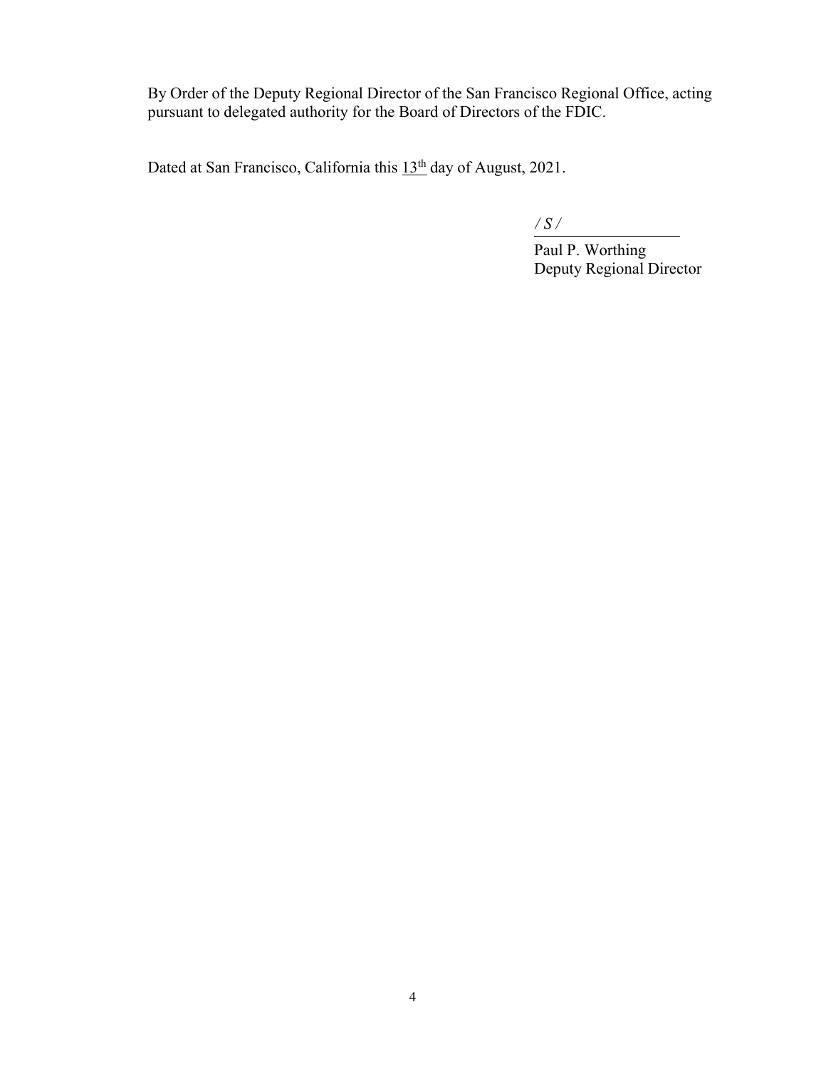By Order of the Deputy Regional Director of the San Francisco Regional Office, acting pursuant to delegated authority for the Board of Directors of the FDIC.

Dated at San Francisco, California this 13th day of August, 2021.

*/ S /*

Paul P. Worthing
Deputy Regional Director